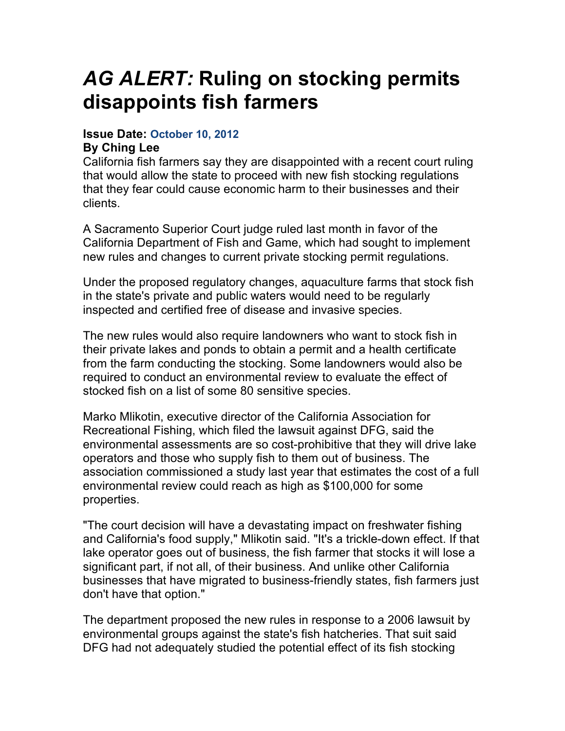# *AG ALERT:* Ruling on stocking permits disappoints fish farmers

**Issue Date:** October 10, 2012
**By Ching Lee**

California fish farmers say they are disappointed with a recent court ruling that would allow the state to proceed with new fish stocking regulations that they fear could cause economic harm to their businesses and their clients.

A Sacramento Superior Court judge ruled last month in favor of the California Department of Fish and Game, which had sought to implement new rules and changes to current private stocking permit regulations.

Under the proposed regulatory changes, aquaculture farms that stock fish in the state's private and public waters would need to be regularly inspected and certified free of disease and invasive species.

The new rules would also require landowners who want to stock fish in their private lakes and ponds to obtain a permit and a health certificate from the farm conducting the stocking. Some landowners would also be required to conduct an environmental review to evaluate the effect of stocked fish on a list of some 80 sensitive species.

Marko Mlikotin, executive director of the California Association for Recreational Fishing, which filed the lawsuit against DFG, said the environmental assessments are so cost-prohibitive that they will drive lake operators and those who supply fish to them out of business. The association commissioned a study last year that estimates the cost of a full environmental review could reach as high as $100,000 for some properties.

"The court decision will have a devastating impact on freshwater fishing and California's food supply," Mlikotin said. "It's a trickle-down effect. If that lake operator goes out of business, the fish farmer that stocks it will lose a significant part, if not all, of their business. And unlike other California businesses that have migrated to business-friendly states, fish farmers just don't have that option."

The department proposed the new rules in response to a 2006 lawsuit by environmental groups against the state's fish hatcheries. That suit said DFG had not adequately studied the potential effect of its fish stocking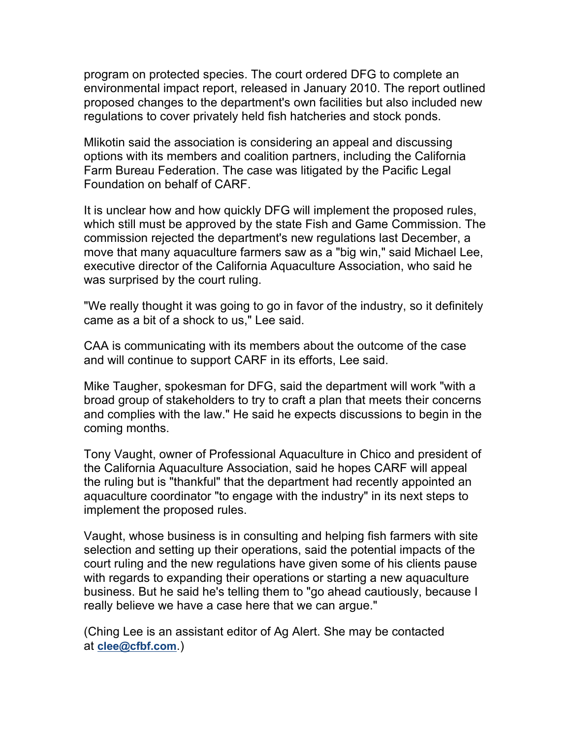program on protected species. The court ordered DFG to complete an environmental impact report, released in January 2010. The report outlined proposed changes to the department's own facilities but also included new regulations to cover privately held fish hatcheries and stock ponds.

Mlikotin said the association is considering an appeal and discussing options with its members and coalition partners, including the California Farm Bureau Federation. The case was litigated by the Pacific Legal Foundation on behalf of CARF.

It is unclear how and how quickly DFG will implement the proposed rules, which still must be approved by the state Fish and Game Commission. The commission rejected the department's new regulations last December, a move that many aquaculture farmers saw as a "big win," said Michael Lee, executive director of the California Aquaculture Association, who said he was surprised by the court ruling.

"We really thought it was going to go in favor of the industry, so it definitely came as a bit of a shock to us," Lee said.

CAA is communicating with its members about the outcome of the case and will continue to support CARF in its efforts, Lee said.

Mike Taugher, spokesman for DFG, said the department will work "with a broad group of stakeholders to try to craft a plan that meets their concerns and complies with the law." He said he expects discussions to begin in the coming months.

Tony Vaught, owner of Professional Aquaculture in Chico and president of the California Aquaculture Association, said he hopes CARF will appeal the ruling but is "thankful" that the department had recently appointed an aquaculture coordinator "to engage with the industry" in its next steps to implement the proposed rules.

Vaught, whose business is in consulting and helping fish farmers with site selection and setting up their operations, said the potential impacts of the court ruling and the new regulations have given some of his clients pause with regards to expanding their operations or starting a new aquaculture business. But he said he's telling them to "go ahead cautiously, because I really believe we have a case here that we can argue."

(Ching Lee is an assistant editor of Ag Alert. She may be contacted at **clee@cfbf.com**.)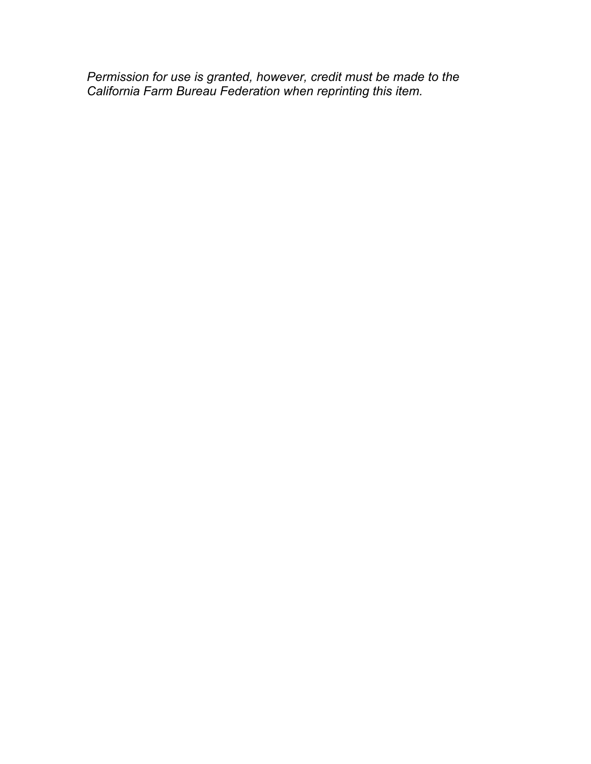*Permission for use is granted, however, credit must be made to the California Farm Bureau Federation when reprinting this item.*